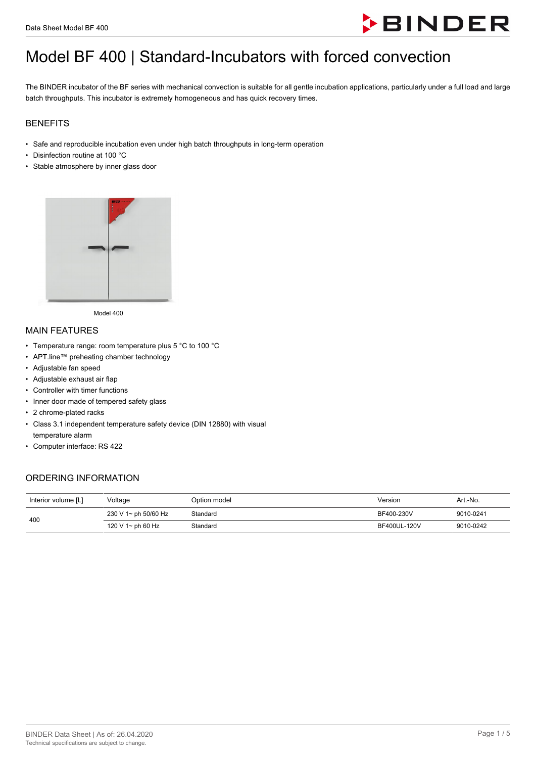# Model BF 400 | Standard-Incubators with forced convection

The BINDER incubator of the BF series with mechanical convection is suitable for all gentle incubation applications, particularly under a full load and large batch throughputs. This incubator is extremely homogeneous and has quick recovery times.

## BENEFITS

- Safe and reproducible incubation even under high batch throughputs in long-term operation
- Disinfection routine at 100 °C
- Stable atmosphere by inner glass door

Model 400

## MAIN FEATURES

- Temperature range: room temperature plus 5 °C to 100 °C
- APT.line™ preheating chamber technology
- Adjustable fan speed
- Adjustable exhaust air flap
- Controller with timer functions
- Inner door made of tempered safety glass
- 2 chrome-plated racks
- Class 3.1 independent temperature safety device (DIN 12880) with visual temperature alarm
- Computer interface: RS 422

## ORDERING INFORMATION

| Interior volume [L] | Voltage | Option model | Version | Art.-No. |
|---|---|---|---|---|
| 400 | 230 V 1~ ph 50/60 Hz | Standard | BF400-230V | 9010-0241 |
| | 120 V 1~ ph 60 Hz | Standard | BF400UL-120V | 9010-0242 |

BINDER Data Sheet | As of: 26.04.2020
Technical specifications are subject to change.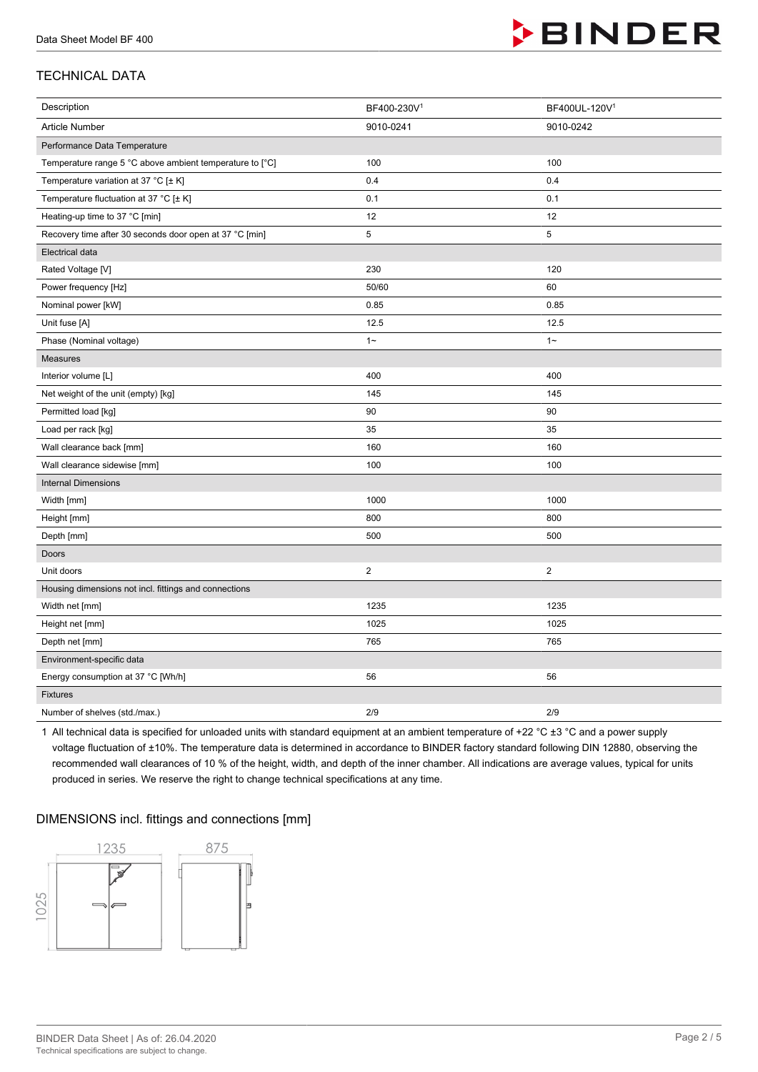## TECHNICAL DATA

| Description | BF400-230V[1] | BF400UL-120V[1] |
|---|---|---|
| Article Number | 9010-0241 | 9010-0242 |
| Performance Data Temperature | | |
| Temperature range 5 °C above ambient temperature to [°C] | 100 | 100 |
| Temperature variation at 37 °C [± K] | 0.4 | 0.4 |
| Temperature fluctuation at 37 °C [± K] | 0.1 | 0.1 |
| Heating-up time to 37 °C [min] | 12 | 12 |
| Recovery time after 30 seconds door open at 37 °C [min] | 5 | 5 |
| Electrical data | | |
| Rated Voltage [V] | 230 | 120 |
| Power frequency [Hz] | 50/60 | 60 |
| Nominal power [kW] | 0.85 | 0.85 |
| Unit fuse [A] | 12.5 | 12.5 |
| Phase (Nominal voltage) | 1~ | 1~ |
| Measures | | |
| Interior volume [L] | 400 | 400 |
| Net weight of the unit (empty) [kg] | 145 | 145 |
| Permitted load [kg] | 90 | 90 |
| Load per rack [kg] | 35 | 35 |
| Wall clearance back [mm] | 160 | 160 |
| Wall clearance sidewise [mm] | 100 | 100 |
| Internal Dimensions | | |
| Width [mm] | 1000 | 1000 |
| Height [mm] | 800 | 800 |
| Depth [mm] | 500 | 500 |
| Doors | | |
| Unit doors | 2 | 2 |
| Housing dimensions not incl. fittings and connections | | |
| Width net [mm] | 1235 | 1235 |
| Height net [mm] | 1025 | 1025 |
| Depth net [mm] | 765 | 765 |
| Environment-specific data | | |
| Energy consumption at 37 °C [Wh/h] | 56 | 56 |
| Fixtures | | |
| Number of shelves (std./max.) | 2/9 | 2/9 |

1 All technical data is specified for unloaded units with standard equipment at an ambient temperature of +22 °C ±3 °C and a power supply voltage fluctuation of ±10%. The temperature data is determined in accordance to BINDER factory standard following DIN 12880, observing the recommended wall clearances of 10 % of the height, width, and depth of the inner chamber. All indications are average values, typical for units produced in series. We reserve the right to change technical specifications at any time.

## DIMENSIONS incl. fittings and connections [mm]

1235

875

1025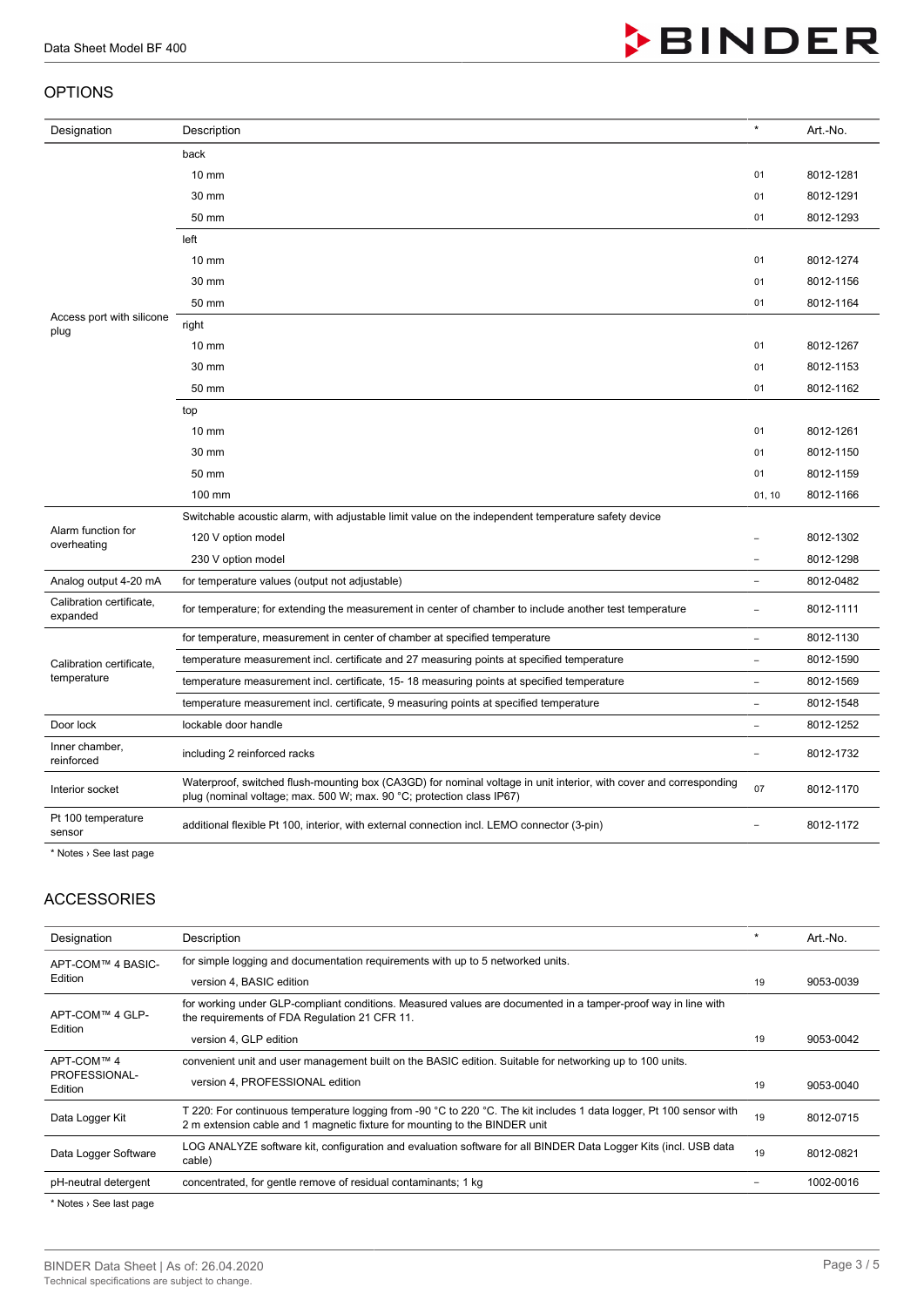## OPTIONS

| Designation | Description | * | Art.-No. |
|---|---|---|---|
| Access port with silicone plug | back | | |
| | 10 mm | 01 | 8012-1281 |
| | 30 mm | 01 | 8012-1291 |
| | 50 mm | 01 | 8012-1293 |
| | left | | |
| | 10 mm | 01 | 8012-1274 |
| | 30 mm | 01 | 8012-1156 |
| | 50 mm | 01 | 8012-1164 |
| | right | | |
| | 10 mm | 01 | 8012-1267 |
| | 30 mm | 01 | 8012-1153 |
| | 50 mm | 01 | 8012-1162 |
| | top | | |
| | 10 mm | 01 | 8012-1261 |
| | 30 mm | 01 | 8012-1150 |
| | 50 mm | 01 | 8012-1159 |
| | 100 mm | 01, 10 | 8012-1166 |
| Alarm function for overheating | Switchable acoustic alarm, with adjustable limit value on the independent temperature safety device | | |
| | 120 V option model | – | 8012-1302 |
| | 230 V option model | – | 8012-1298 |
| Analog output 4-20 mA | for temperature values (output not adjustable) | – | 8012-0482 |
| Calibration certificate, expanded | for temperature; for extending the measurement in center of chamber to include another test temperature | – | 8012-1111 |
| Calibration certificate, temperature | for temperature, measurement in center of chamber at specified temperature | – | 8012-1130 |
| | temperature measurement incl. certificate and 27 measuring points at specified temperature | – | 8012-1590 |
| | temperature measurement incl. certificate, 15- 18 measuring points at specified temperature | – | 8012-1569 |
| | temperature measurement incl. certificate, 9 measuring points at specified temperature | – | 8012-1548 |
| Door lock | lockable door handle | – | 8012-1252 |
| Inner chamber, reinforced | including 2 reinforced racks | – | 8012-1732 |
| Interior socket | Waterproof, switched flush-mounting box (CA3GD) for nominal voltage in unit interior, with cover and corresponding plug (nominal voltage; max. 500 W; max. 90 °C; protection class IP67) | 07 | 8012-1170 |
| Pt 100 temperature sensor | additional flexible Pt 100, interior, with external connection incl. LEMO connector (3-pin) | – | 8012-1172 |

\* Notes › See last page

## ACCESSORIES

| Designation | Description | * | Art.-No. |
|---|---|---|---|
| APT-COM™ 4 BASIC-Edition | for simple logging and documentation requirements with up to 5 networked units. | | |
| | version 4, BASIC edition | 19 | 9053-0039 |
| APT-COM™ 4 GLP-Edition | for working under GLP-compliant conditions. Measured values are documented in a tamper-proof way in line with the requirements of FDA Regulation 21 CFR 11. | | |
| | version 4, GLP edition | 19 | 9053-0042 |
| APT-COM™ 4 PROFESSIONAL-Edition | convenient unit and user management built on the BASIC edition. Suitable for networking up to 100 units. | | |
| | version 4, PROFESSIONAL edition | 19 | 9053-0040 |
| Data Logger Kit | T 220: For continuous temperature logging from -90 °C to 220 °C. The kit includes 1 data logger, Pt 100 sensor with 2 m extension cable and 1 magnetic fixture for mounting to the BINDER unit | 19 | 8012-0715 |
| Data Logger Software | LOG ANALYZE software kit, configuration and evaluation software for all BINDER Data Logger Kits (incl. USB data cable) | 19 | 8012-0821 |
| pH-neutral detergent | concentrated, for gentle remove of residual contaminants; 1 kg | – | 1002-0016 |

\* Notes › See last page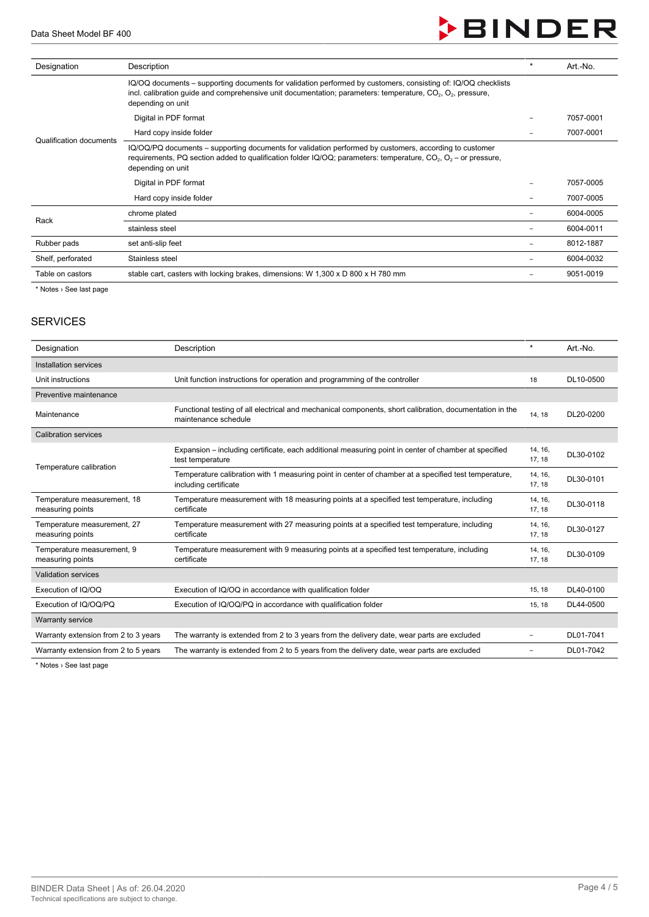| Designation | Description | * | Art.-No. |
|---|---|---|---|
| Qualification documents | IQ/OQ documents – supporting documents for validation performed by customers, consisting of: IQ/OQ checklists incl. calibration guide and comprehensive unit documentation; parameters: temperature, $CO_2$, $O_2$, pressure, depending on unit | | |
| | Digital in PDF format | – | 7057-0001 |
| | Hard copy inside folder | – | 7007-0001 |
| | IQ/OQ/PQ documents – supporting documents for validation performed by customers, according to customer requirements, PQ section added to qualification folder IQ/OQ; parameters: temperature, $CO_2$, $O_2$ – or pressure, depending on unit | | |
| | Digital in PDF format | – | 7057-0005 |
| | Hard copy inside folder | – | 7007-0005 |
| Rack | chrome plated | – | 6004-0005 |
| | stainless steel | – | 6004-0011 |
| Rubber pads | set anti-slip feet | – | 8012-1887 |
| Shelf, perforated | Stainless steel | – | 6004-0032 |
| Table on castors | stable cart, casters with locking brakes, dimensions: W 1,300 x D 800 x H 780 mm | – | 9051-0019 |

* Notes › See last page

## SERVICES

| Designation | Description | * | Art.-No. |
|---|---|---|---|
| Installation services | | | |
| Unit instructions | Unit function instructions for operation and programming of the controller | 18 | DL10-0500 |
| Preventive maintenance | | | |
| Maintenance | Functional testing of all electrical and mechanical components, short calibration, documentation in the maintenance schedule | 14, 18 | DL20-0200 |
| Calibration services | | | |
| Temperature calibration | Expansion – including certificate, each additional measuring point in center of chamber at specified test temperature | 14, 16, 17, 18 | DL30-0102 |
| | Temperature calibration with 1 measuring point in center of chamber at a specified test temperature, including certificate | 14, 16, 17, 18 | DL30-0101 |
| Temperature measurement, 18 measuring points | Temperature measurement with 18 measuring points at a specified test temperature, including certificate | 14, 16, 17, 18 | DL30-0118 |
| Temperature measurement, 27 measuring points | Temperature measurement with 27 measuring points at a specified test temperature, including certificate | 14, 16, 17, 18 | DL30-0127 |
| Temperature measurement, 9 measuring points | Temperature measurement with 9 measuring points at a specified test temperature, including certificate | 14, 16, 17, 18 | DL30-0109 |
| Validation services | | | |
| Execution of IQ/OQ | Execution of IQ/OQ in accordance with qualification folder | 15, 18 | DL40-0100 |
| Execution of IQ/OQ/PQ | Execution of IQ/OQ/PQ in accordance with qualification folder | 15, 18 | DL44-0500 |
| Warranty service | | | |
| Warranty extension from 2 to 3 years | The warranty is extended from 2 to 3 years from the delivery date, wear parts are excluded | – | DL01-7041 |
| Warranty extension from 2 to 5 years | The warranty is extended from 2 to 5 years from the delivery date, wear parts are excluded | – | DL01-7042 |

* Notes › See last page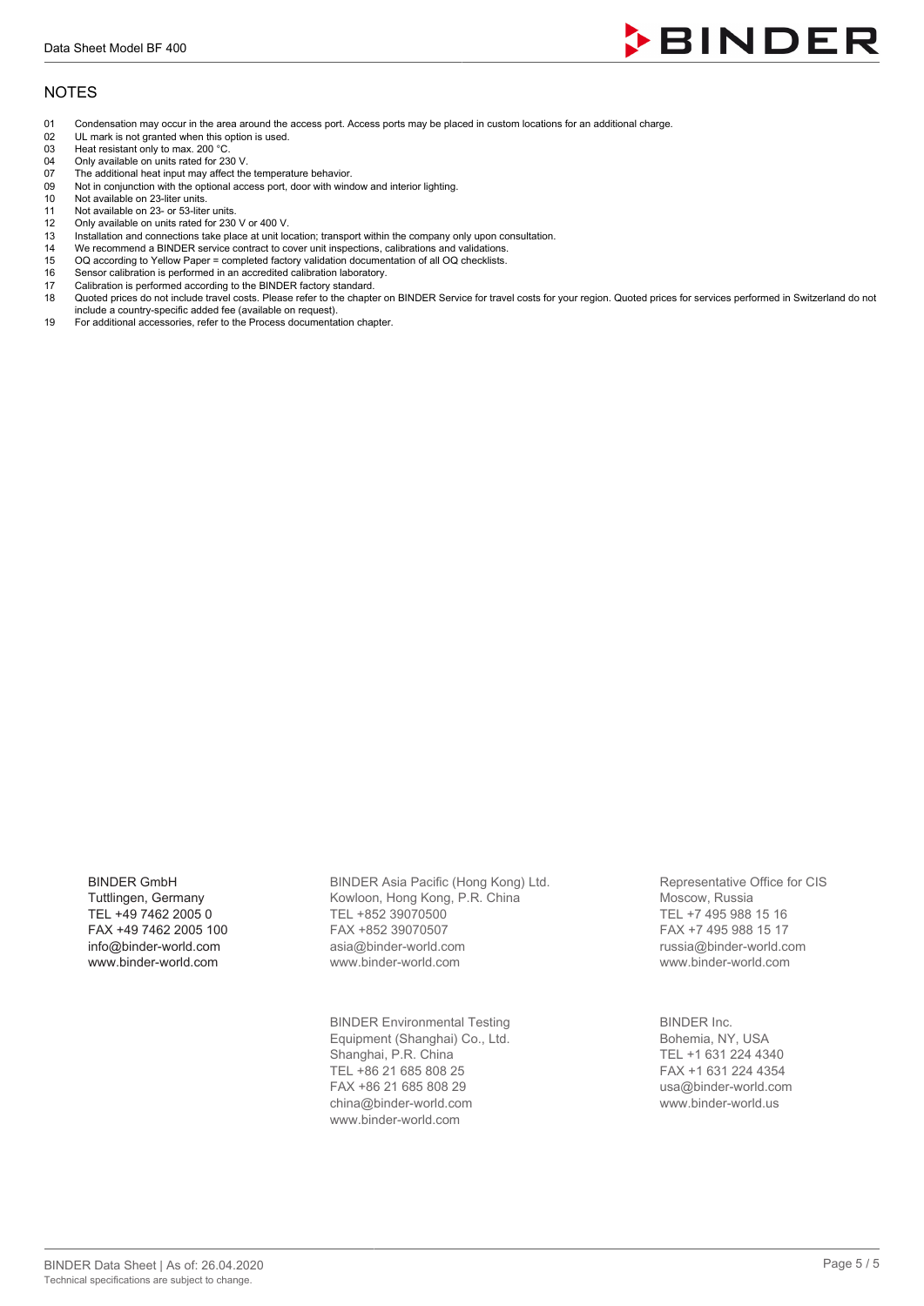## NOTES

01 Condensation may occur in the area around the access port. Access ports may be placed in custom locations for an additional charge.
02 UL mark is not granted when this option is used.
03 Heat resistant only to max. 200 °C.
04 Only available on units rated for 230 V.
07 The additional heat input may affect the temperature behavior.
09 Not in conjunction with the optional access port, door with window and interior lighting.
10 Not available on 23-liter units.
11 Not available on 23- or 53-liter units.
12 Only available on units rated for 230 V or 400 V.
13 Installation and connections take place at unit location; transport within the company only upon consultation.
14 We recommend a BINDER service contract to cover unit inspections, calibrations and validations.
15 OQ according to Yellow Paper = completed factory validation documentation of all OQ checklists.
16 Sensor calibration is performed in an accredited calibration laboratory.
17 Calibration is performed according to the BINDER factory standard.
18 Quoted prices do not include travel costs. Please refer to the chapter on BINDER Service for travel costs for your region. Quoted prices for services performed in Switzerland do not include a country-specific added fee (available on request).
19 For additional accessories, refer to the Process documentation chapter.

BINDER GmbH
Tuttlingen, Germany
TEL +49 7462 2005 0
FAX +49 7462 2005 100
info@binder-world.com
www.binder-world.com

BINDER Asia Pacific (Hong Kong) Ltd.
Kowloon, Hong Kong, P.R. China
TEL +852 39070500
FAX +852 39070507
asia@binder-world.com
www.binder-world.com

Representative Office for CIS
Moscow, Russia
TEL +7 495 988 15 16
FAX +7 495 988 15 17
russia@binder-world.com
www.binder-world.com

BINDER Environmental Testing Equipment (Shanghai) Co., Ltd.
Shanghai, P.R. China
TEL +86 21 685 808 25
FAX +86 21 685 808 29
china@binder-world.com
www.binder-world.com

BINDER Inc.
Bohemia, NY, USA
TEL +1 631 224 4340
FAX +1 631 224 4354
usa@binder-world.com
www.binder-world.us

BINDER Data Sheet | As of: 26.04.2020
Technical specifications are subject to change.